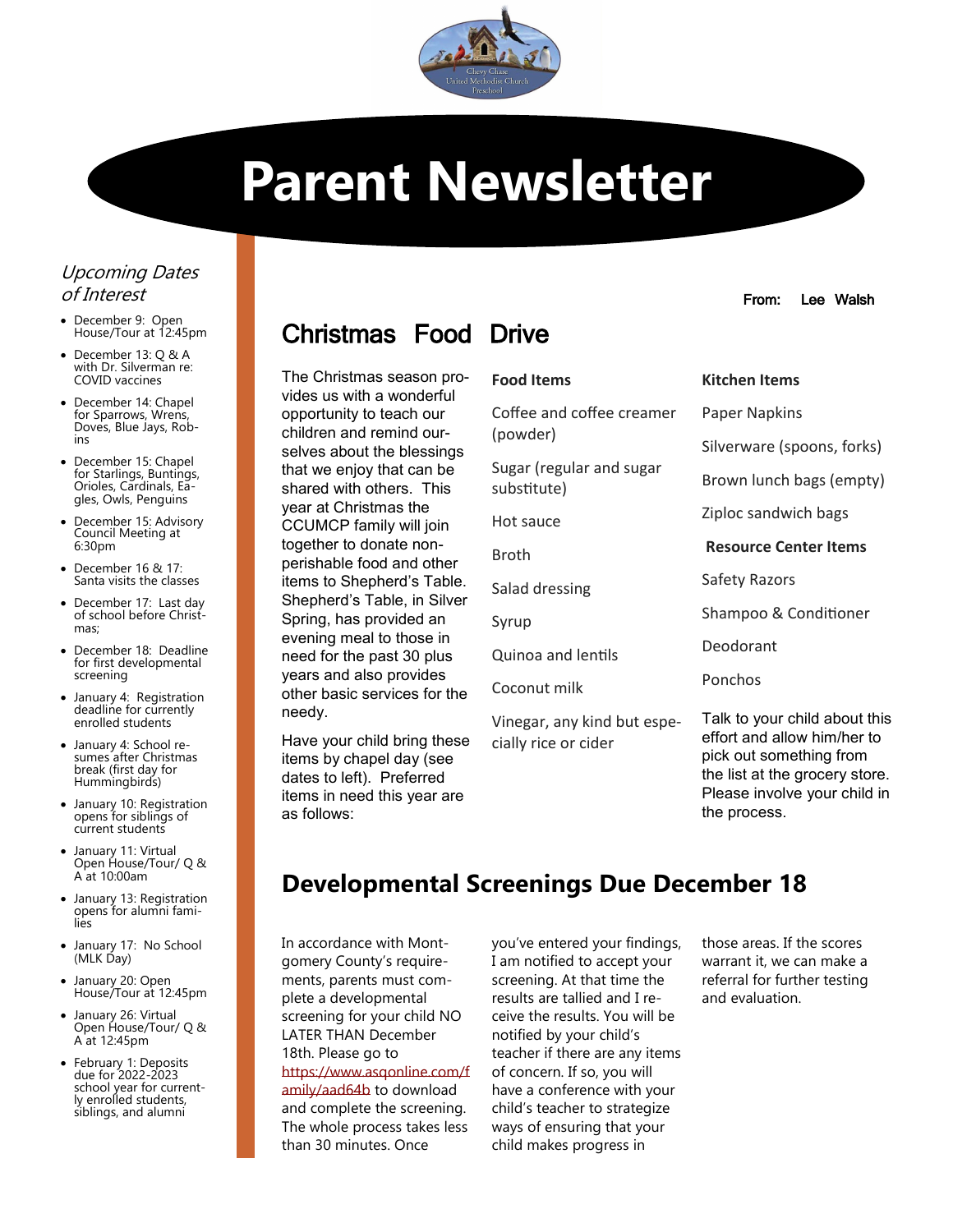Chevy Chase United Methodist Church Preschool

# Parent Newsletter

From: Lee Walsh

## *Upcoming Dates of Interest*

- December 9: Open House/Tour at 12:45pm
- December 13: Q & A with Dr. Silverman re: COVID vaccines
- December 14: Chapel for Sparrows, Wrens, Doves, Blue Jays, Robins
- December 15: Chapel for Starlings, Buntings, Orioles, Cardinals, Eagles, Owls, Penguins
- December 15: Advisory Council Meeting at 6:30pm
- December 16 & 17: Santa visits the classes
- December 17: Last day of school before Christmas;
- December 18: Deadline for first developmental screening
- January 4: Registration deadline for currently enrolled students
- January 4: School resumes after Christmas break (first day for Hummingbirds)
- January 10: Registration opens for siblings of current students
- January 11: Virtual Open House/Tour/ Q & A at 10:00am
- January 13: Registration opens for alumni families
- January 17: No School (MLK Day)
- January 20: Open House/Tour at 12:45pm
- January 26: Virtual Open House/Tour/ Q & A at 12:45pm
- February 1: Deposits due for 2022-2023 school year for currently enrolled students, siblings, and alumni

## Christmas Food Drive

The Christmas season provides us with a wonderful opportunity to teach our children and remind ourselves about the blessings that we enjoy that can be shared with others. This year at Christmas the CCUMCP family will join together to donate non-perishable food and other items to Shepherd's Table. Shepherd's Table, in Silver Spring, has provided an evening meal to those in need for the past 30 plus years and also provides other basic services for the needy.

Have your child bring these items by chapel day (see dates to left). Preferred items in need this year are as follows:

**Food Items**

Coffee and coffee creamer (powder)

Sugar (regular and sugar substitute)

Hot sauce

Broth

Salad dressing

Syrup

Quinoa and lentils

Coconut milk

Vinegar, any kind but especially rice or cider

**Kitchen Items**

Paper Napkins

Silverware (spoons, forks)

Brown lunch bags (empty)

Ziploc sandwich bags

**Resource Center Items**

Safety Razors

Shampoo & Conditioner

Deodorant

Ponchos

Talk to your child about this effort and allow him/her to pick out something from the list at the grocery store. Please involve your child in the process.

## Developmental Screenings Due December 18

In accordance with Montgomery County's requirements, parents must complete a developmental screening for your child NO LATER THAN December 18th. Please go to https://www.asqonline.com/family/aad64b to download and complete the screening. The whole process takes less than 30 minutes. Once you've entered your findings, I am notified to accept your screening. At that time the results are tallied and I receive the results. You will be notified by your child's teacher if there are any items of concern. If so, you will have a conference with your child's teacher to strategize ways of ensuring that your child makes progress in those areas. If the scores warrant it, we can make a referral for further testing and evaluation.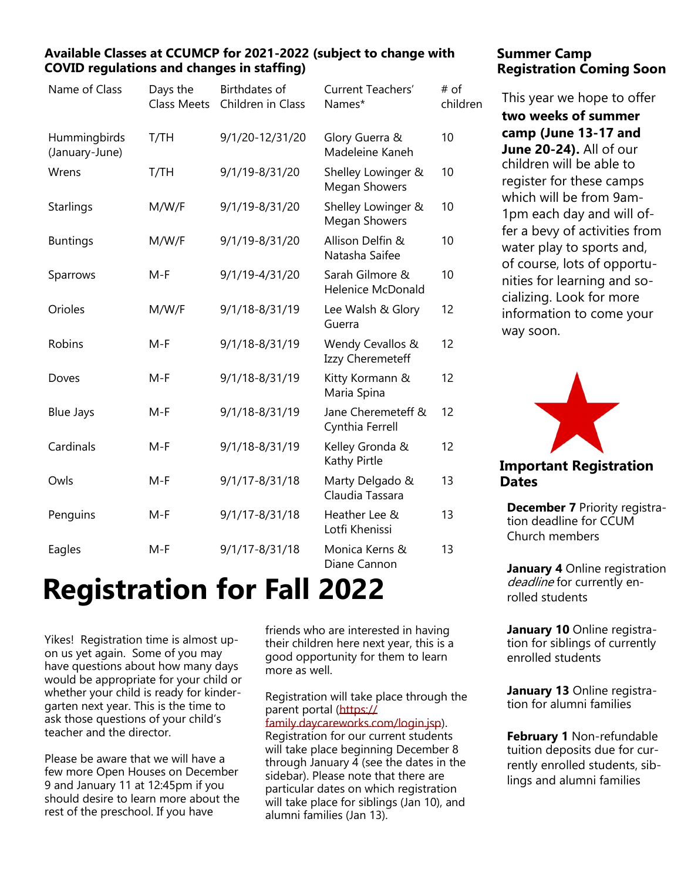## Available Classes at CCUMCP for 2021-2022 (subject to change with COVID regulations and changes in staffing)

| Name of Class | Days the Class Meets | Birthdates of Children in Class | Current Teachers' Names* | # of children |
|---|---|---|---|---|
| Hummingbirds (January-June) | T/TH | 9/1/20-12/31/20 | Glory Guerra & Madeleine Kaneh | 10 |
| Wrens | T/TH | 9/1/19-8/31/20 | Shelley Lowinger & Megan Showers | 10 |
| Starlings | M/W/F | 9/1/19-8/31/20 | Shelley Lowinger & Megan Showers | 10 |
| Buntings | M/W/F | 9/1/19-8/31/20 | Allison Delfin & Natasha Saifee | 10 |
| Sparrows | M-F | 9/1/19-4/31/20 | Sarah Gilmore & Helenice McDonald | 10 |
| Orioles | M/W/F | 9/1/18-8/31/19 | Lee Walsh & Glory Guerra | 12 |
| Robins | M-F | 9/1/18-8/31/19 | Wendy Cevallos & Izzy Cheremeteff | 12 |
| Doves | M-F | 9/1/18-8/31/19 | Kitty Kormann & Maria Spina | 12 |
| Blue Jays | M-F | 9/1/18-8/31/19 | Jane Cheremeteff & Cynthia Ferrell | 12 |
| Cardinals | M-F | 9/1/18-8/31/19 | Kelley Gronda & Kathy Pirtle | 12 |
| Owls | M-F | 9/1/17-8/31/18 | Marty Delgado & Claudia Tassara | 13 |
| Penguins | M-F | 9/1/17-8/31/18 | Heather Lee & Lotfi Khenissi | 13 |
| Eagles | M-F | 9/1/17-8/31/18 | Monica Kerns & Diane Cannon | 13 |

# Registration for Fall 2022

Yikes! Registration time is almost upon us yet again. Some of you may have questions about how many days would be appropriate for your child or whether your child is ready for kindergarten next year. This is the time to ask those questions of your child's teacher and the director.

Please be aware that we will have a few more Open Houses on December 9 and January 11 at 12:45pm if you should desire to learn more about the rest of the preschool. If you have friends who are interested in having their children here next year, this is a good opportunity for them to learn more as well.

Registration will take place through the parent portal (https://family.daycareworks.com/login.jsp). Registration for our current students will take place beginning December 8 through January 4 (see the dates in the sidebar). Please note that there are particular dates on which registration will take place for siblings (Jan 10), and alumni families (Jan 13).

## Summer Camp Registration Coming Soon

This year we hope to offer **two weeks of summer camp (June 13-17 and June 20-24).** All of our children will be able to register for these camps which will be from 9am-1pm each day and will offer a bevy of activities from water play to sports and, of course, lots of opportunities for learning and socializing. Look for more information to come your way soon.

## Important Registration Dates

**December 7** Priority registration deadline for CCUM Church members

**January 4** Online registration *deadline* for currently enrolled students

**January 10** Online registration for siblings of currently enrolled students

**January 13** Online registration for alumni families

**February 1** Non-refundable tuition deposits due for currently enrolled students, siblings and alumni families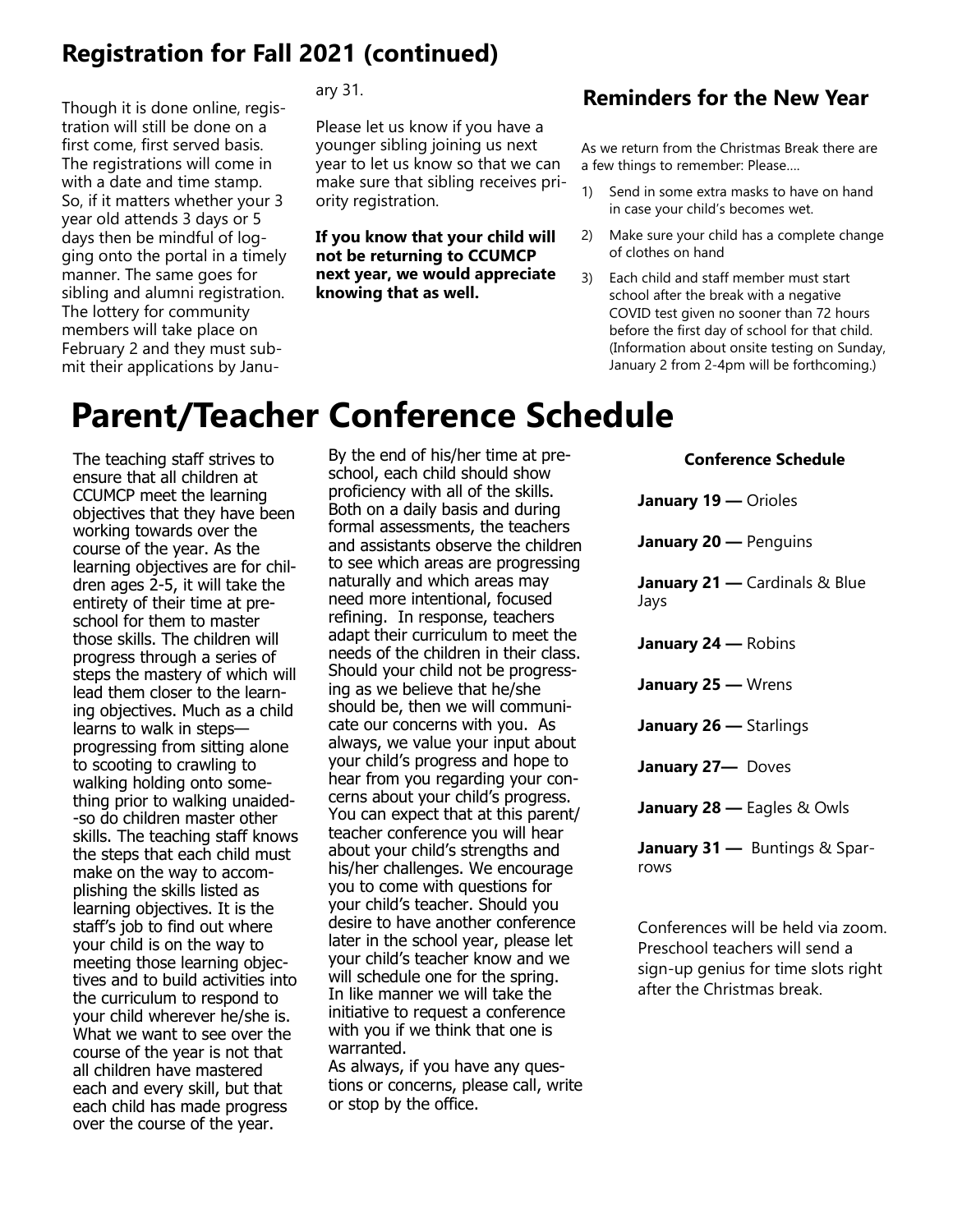## Registration for Fall 2021 (continued)

Though it is done online, registration will still be done on a first come, first served basis. The registrations will come in with a date and time stamp. So, if it matters whether your 3 year old attends 3 days or 5 days then be mindful of logging onto the portal in a timely manner. The same goes for sibling and alumni registration. The lottery for community members will take place on February 2 and they must submit their applications by January 31.

Please let us know if you have a younger sibling joining us next year to let us know so that we can make sure that sibling receives priority registration.

**If you know that your child will not be returning to CCUMCP next year, we would appreciate knowing that as well.**

## Reminders for the New Year

As we return from the Christmas Break there are a few things to remember: Please….

1) Send in some extra masks to have on hand in case your child's becomes wet.
2) Make sure your child has a complete change of clothes on hand
3) Each child and staff member must start school after the break with a negative COVID test given no sooner than 72 hours before the first day of school for that child. (Information about onsite testing on Sunday, January 2 from 2-4pm will be forthcoming.)

# Parent/Teacher Conference Schedule

The teaching staff strives to ensure that all children at CCUMCP meet the learning objectives that they have been working towards over the course of the year. As the learning objectives are for children ages 2-5, it will take the entirety of their time at preschool for them to master those skills. The children will progress through a series of steps the mastery of which will lead them closer to the learning objectives. Much as a child learns to walk in steps—progressing from sitting alone to scooting to crawling to walking holding onto something prior to walking unaided--so do children master other skills. The teaching staff knows the steps that each child must make on the way to accomplishing the skills listed as learning objectives. It is the staff's job to find out where your child is on the way to meeting those learning objectives and to build activities into the curriculum to respond to your child wherever he/she is. What we want to see over the course of the year is not that all children have mastered each and every skill, but that each child has made progress over the course of the year.

By the end of his/her time at preschool, each child should show proficiency with all of the skills. Both on a daily basis and during formal assessments, the teachers and assistants observe the children to see which areas are progressing naturally and which areas may need more intentional, focused refining. In response, teachers adapt their curriculum to meet the needs of the children in their class. Should your child not be progressing as we believe that he/she should be, then we will communicate our concerns with you. As always, we value your input about your child's progress and hope to hear from you regarding your concerns about your child's progress. You can expect that at this parent/teacher conference you will hear about your child's strengths and his/her challenges. We encourage you to come with questions for your child's teacher. Should you desire to have another conference later in the school year, please let your child's teacher know and we will schedule one for the spring. In like manner we will take the initiative to request a conference with you if we think that one is warranted.

As always, if you have any questions or concerns, please call, write or stop by the office.

**Conference Schedule**

**January 19 —** Orioles

**January 20 —** Penguins

**January 21 —** Cardinals & Blue Jays

**January 24 —** Robins

**January 25 —** Wrens

**January 26 —** Starlings

**January 27—** Doves

**January 28 —** Eagles & Owls

**January 31 —** Buntings & Sparrows

Conferences will be held via zoom. Preschool teachers will send a sign-up genius for time slots right after the Christmas break.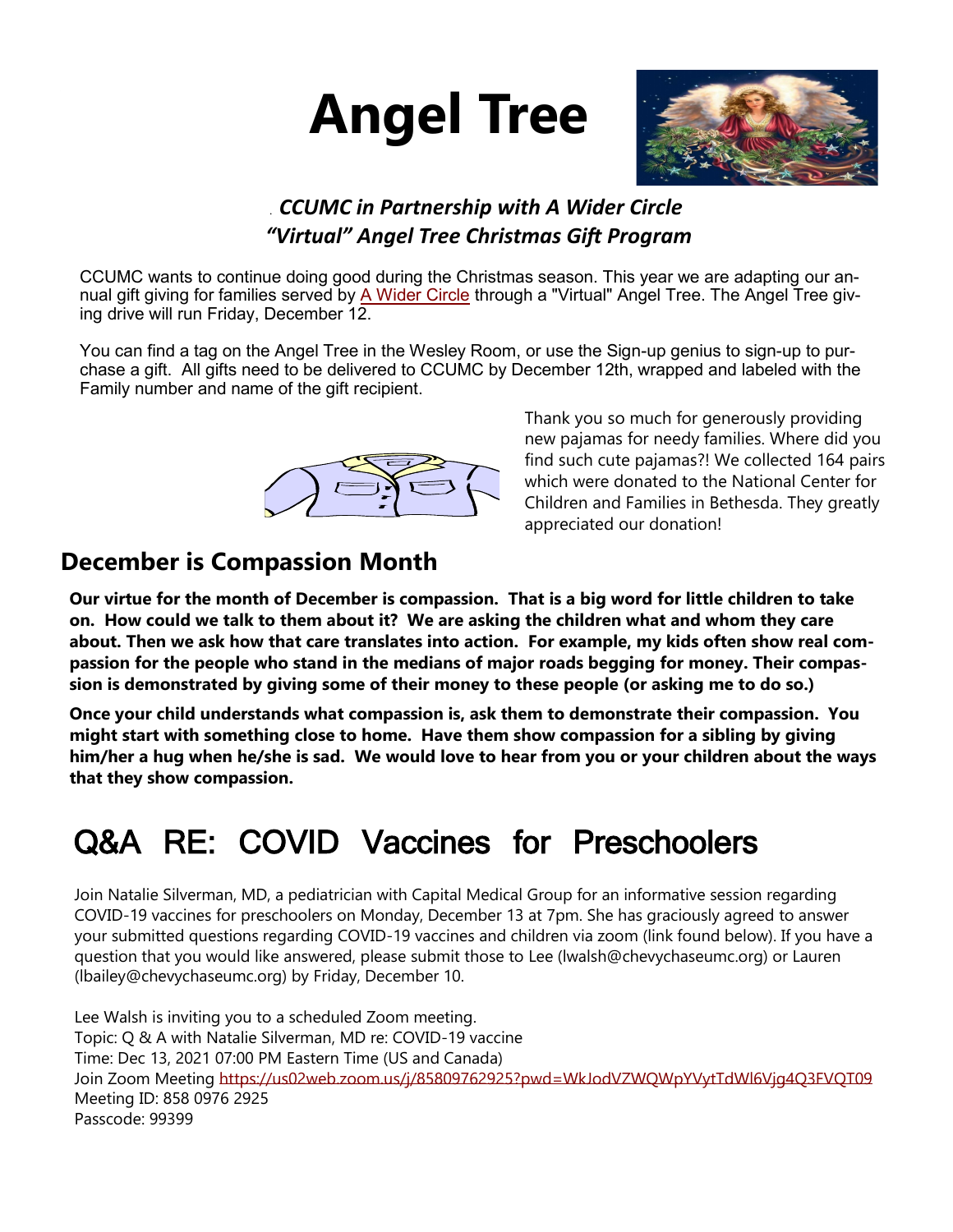# Angel Tree

***CCUMC in Partnership with A Wider Circle***
***"Virtual" Angel Tree Christmas Gift Program***

CCUMC wants to continue doing good during the Christmas season. This year we are adapting our annual gift giving for families served by A Wider Circle through a "Virtual" Angel Tree. The Angel Tree giving drive will run Friday, December 12.

You can find a tag on the Angel Tree in the Wesley Room, or use the Sign-up genius to sign-up to purchase a gift. All gifts need to be delivered to CCUMC by December 12th, wrapped and labeled with the Family number and name of the gift recipient.

Thank you so much for generously providing new pajamas for needy families. Where did you find such cute pajamas?! We collected 164 pairs which were donated to the National Center for Children and Families in Bethesda. They greatly appreciated our donation!

## December is Compassion Month

**Our virtue for the month of December is compassion. That is a big word for little children to take on. How could we talk to them about it? We are asking the children what and whom they care about. Then we ask how that care translates into action. For example, my kids often show real compassion for the people who stand in the medians of major roads begging for money. Their compassion is demonstrated by giving some of their money to these people (or asking me to do so.)**

**Once your child understands what compassion is, ask them to demonstrate their compassion. You might start with something close to home. Have them show compassion for a sibling by giving him/her a hug when he/she is sad. We would love to hear from you or your children about the ways that they show compassion.**

# Q&A RE: COVID Vaccines for Preschoolers

Join Natalie Silverman, MD, a pediatrician with Capital Medical Group for an informative session regarding COVID-19 vaccines for preschoolers on Monday, December 13 at 7pm. She has graciously agreed to answer your submitted questions regarding COVID-19 vaccines and children via zoom (link found below). If you have a question that you would like answered, please submit those to Lee (lwalsh@chevychaseumc.org) or Lauren (lbailey@chevychaseumc.org) by Friday, December 10.

Lee Walsh is inviting you to a scheduled Zoom meeting.
Topic: Q & A with Natalie Silverman, MD re: COVID-19 vaccine
Time: Dec 13, 2021 07:00 PM Eastern Time (US and Canada)
Join Zoom Meeting https://us02web.zoom.us/j/85809762925?pwd=WkJodVZWQWpYVytTdWl6Vjg4Q3FVQT09
Meeting ID: 858 0976 2925
Passcode: 99399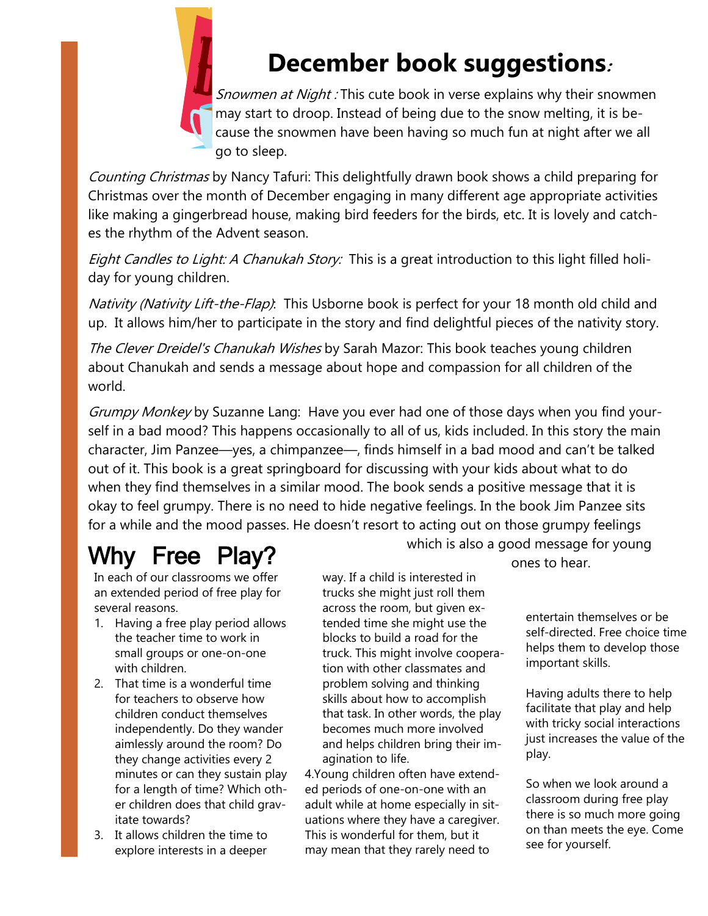# December book suggestions:

*Snowmen at Night :* This cute book in verse explains why their snowmen may start to droop. Instead of being due to the snow melting, it is because the snowmen have been having so much fun at night after we all go to sleep.

*Counting Christmas* by Nancy Tafuri: This delightfully drawn book shows a child preparing for Christmas over the month of December engaging in many different age appropriate activities like making a gingerbread house, making bird feeders for the birds, etc. It is lovely and catches the rhythm of the Advent season.

*Eight Candles to Light: A Chanukah Story:* This is a great introduction to this light filled holiday for young children.

*Nativity (Nativity Lift-the-Flap)*: This Usborne book is perfect for your 18 month old child and up. It allows him/her to participate in the story and find delightful pieces of the nativity story.

*The Clever Dreidel's Chanukah Wishes* by Sarah Mazor: This book teaches young children about Chanukah and sends a message about hope and compassion for all children of the world.

*Grumpy Monkey* by Suzanne Lang: Have you ever had one of those days when you find yourself in a bad mood? This happens occasionally to all of us, kids included. In this story the main character, Jim Panzee—yes, a chimpanzee—, finds himself in a bad mood and can't be talked out of it. This book is a great springboard for discussing with your kids about what to do when they find themselves in a similar mood. The book sends a positive message that it is okay to feel grumpy. There is no need to hide negative feelings. In the book Jim Panzee sits for a while and the mood passes. He doesn't resort to acting out on those grumpy feelings which is also a good message for young ones to hear.

# Why Free Play?

In each of our classrooms we offer an extended period of free play for several reasons.

1. Having a free play period allows the teacher time to work in small groups or one-on-one with children.
2. That time is a wonderful time for teachers to observe how children conduct themselves independently. Do they wander aimlessly around the room? Do they change activities every 2 minutes or can they sustain play for a length of time? Which other children does that child gravitate towards?
3. It allows children the time to explore interests in a deeper way. If a child is interested in trucks she might just roll them across the room, but given extended time she might use the blocks to build a road for the truck. This might involve cooperation with other classmates and problem solving and thinking skills about how to accomplish that task. In other words, the play becomes much more involved and helps children bring their imagination to life.

4.Young children often have extended periods of one-on-one with an adult while at home especially in situations where they have a caregiver. This is wonderful for them, but it may mean that they rarely need to entertain themselves or be self-directed. Free choice time helps them to develop those important skills.

Having adults there to help facilitate that play and help with tricky social interactions just increases the value of the play.

So when we look around a classroom during free play there is so much more going on than meets the eye. Come see for yourself.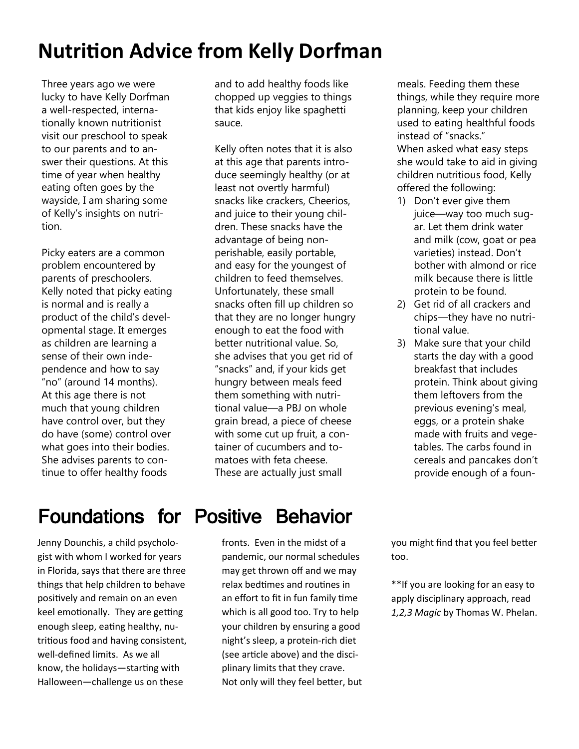# Nutrition Advice from Kelly Dorfman

Three years ago we were lucky to have Kelly Dorfman a well-respected, internationally known nutritionist visit our preschool to speak to our parents and to answer their questions. At this time of year when healthy eating often goes by the wayside, I am sharing some of Kelly's insights on nutrition.

Picky eaters are a common problem encountered by parents of preschoolers. Kelly noted that picky eating is normal and is really a product of the child's developmental stage. It emerges as children are learning a sense of their own independence and how to say "no" (around 14 months). At this age there is not much that young children have control over, but they do have (some) control over what goes into their bodies. She advises parents to continue to offer healthy foods and to add healthy foods like chopped up veggies to things that kids enjoy like spaghetti sauce.

Kelly often notes that it is also at this age that parents introduce seemingly healthy (or at least not overtly harmful) snacks like crackers, Cheerios, and juice to their young children. These snacks have the advantage of being non-perishable, easily portable, and easy for the youngest of children to feed themselves. Unfortunately, these small snacks often fill up children so that they are no longer hungry enough to eat the food with better nutritional value. So, she advises that you get rid of "snacks" and, if your kids get hungry between meals feed them something with nutritional value—a PBJ on whole grain bread, a piece of cheese with some cut up fruit, a container of cucumbers and tomatoes with feta cheese. These are actually just small meals. Feeding them these things, while they require more planning, keep your children used to eating healthful foods instead of "snacks."

When asked what easy steps she would take to aid in giving children nutritious food, Kelly offered the following:

1) Don't ever give them juice—way too much sugar. Let them drink water and milk (cow, goat or pea varieties) instead. Don't bother with almond or rice milk because there is little protein to be found.
2) Get rid of all crackers and chips—they have no nutritional value.
3) Make sure that your child starts the day with a good breakfast that includes protein. Think about giving them leftovers from the previous evening's meal, eggs, or a protein shake made with fruits and vegetables. The carbs found in cereals and pancakes don't provide enough of a foun-

# Foundations for Positive Behavior

Jenny Dounchis, a child psychologist with whom I worked for years in Florida, says that there are three things that help children to behave positively and remain on an even keel emotionally. They are getting enough sleep, eating healthy, nutritious food and having consistent, well-defined limits. As we all know, the holidays—starting with Halloween—challenge us on these fronts. Even in the midst of a pandemic, our normal schedules may get thrown off and we may relax bedtimes and routines in an effort to fit in fun family time which is all good too. Try to help your children by ensuring a good night's sleep, a protein-rich diet (see article above) and the disciplinary limits that they crave. Not only will they feel better, but you might find that you feel better too.

**If you are looking for an easy to apply disciplinary approach, read *1,2,3 Magic* by Thomas W. Phelan.